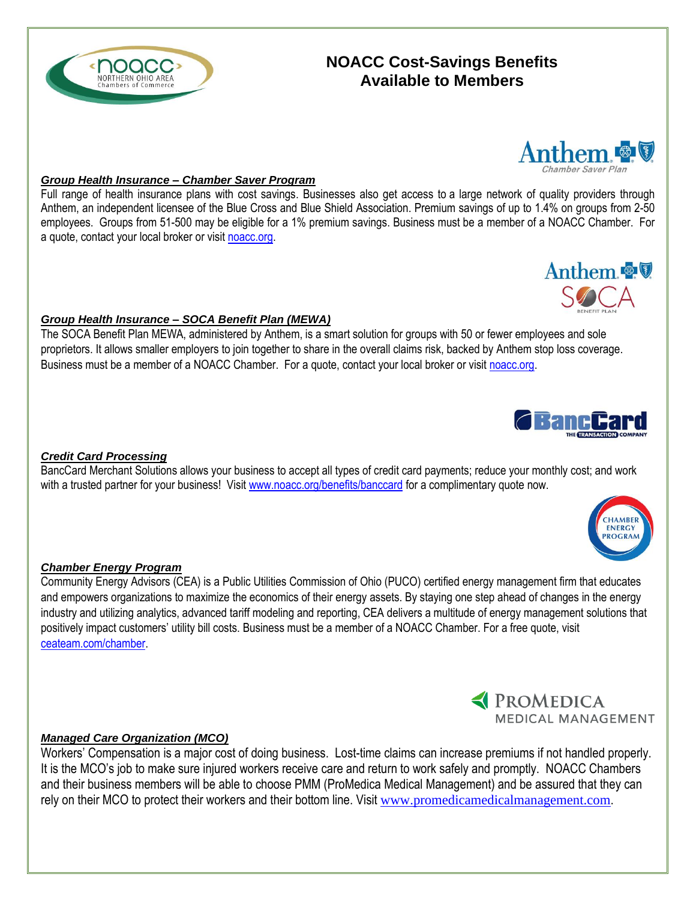# NOACC Cost-Savings Benefits Available to Members

### *Group Health Insurance – Chamber Saver Program*

Full range of health insurance plans with cost savings. Businesses also get access to a large network of quality providers through Anthem, an independent licensee of the Blue Cross and Blue Shield Association. Premium savings of up to 1.4% on groups from 2-50 employees. Groups from 51-500 may be eligible for a 1% premium savings. Business must be a member of a NOACC Chamber. For a quote, contact your local broker or visit noacc.org.

### *Group Health Insurance – SOCA Benefit Plan (MEWA)*

The SOCA Benefit Plan MEWA, administered by Anthem, is a smart solution for groups with 50 or fewer employees and sole proprietors. It allows smaller employers to join together to share in the overall claims risk, backed by Anthem stop loss coverage. Business must be a member of a NOACC Chamber. For a quote, contact your local broker or visit noacc.org.

### *Credit Card Processing*

BancCard Merchant Solutions allows your business to accept all types of credit card payments; reduce your monthly cost; and work with a trusted partner for your business! Visit www.noacc.org/benefits/banccard for a complimentary quote now.

### *Chamber Energy Program*

Community Energy Advisors (CEA) is a Public Utilities Commission of Ohio (PUCO) certified energy management firm that educates and empowers organizations to maximize the economics of their energy assets. By staying one step ahead of changes in the energy industry and utilizing analytics, advanced tariff modeling and reporting, CEA delivers a multitude of energy management solutions that positively impact customers' utility bill costs. Business must be a member of a NOACC Chamber. For a free quote, visit ceateam.com/chamber.

### *Managed Care Organization (MCO)*

Workers' Compensation is a major cost of doing business. Lost-time claims can increase premiums if not handled properly. It is the MCO's job to make sure injured workers receive care and return to work safely and promptly. NOACC Chambers and their business members will be able to choose PMM (ProMedica Medical Management) and be assured that they can rely on their MCO to protect their workers and their bottom line. Visit www.promedicamedicalmanagement.com.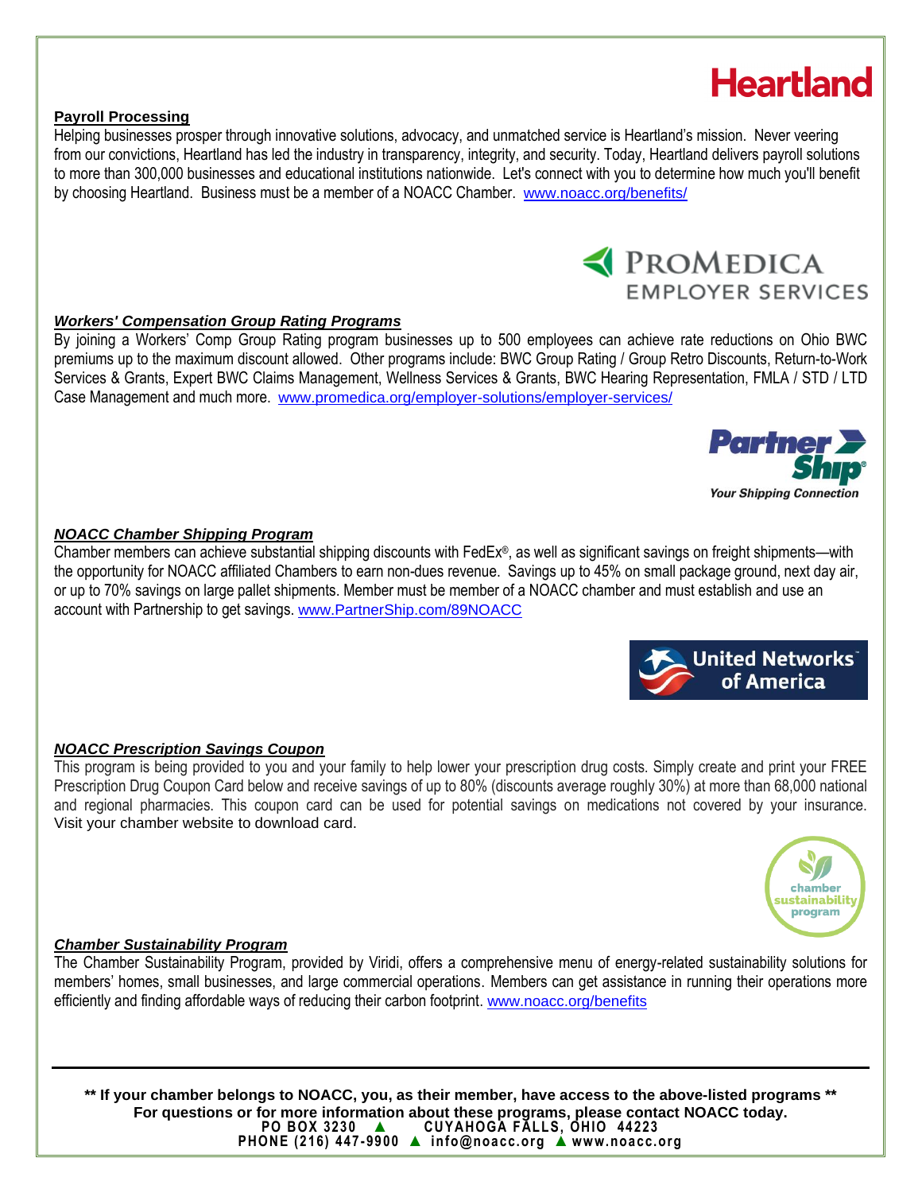Heartland

**Payroll Processing**

Helping businesses prosper through innovative solutions, advocacy, and unmatched service is Heartland's mission. Never veering from our convictions, Heartland has led the industry in transparency, integrity, and security. Today, Heartland delivers payroll solutions to more than 300,000 businesses and educational institutions nationwide. Let's connect with you to determine how much you'll benefit by choosing Heartland. Business must be a member of a NOACC Chamber. www.noacc.org/benefits/

PROMEDICA EMPLOYER SERVICES

***Workers' Compensation Group Rating Programs***

By joining a Workers' Comp Group Rating program businesses up to 500 employees can achieve rate reductions on Ohio BWC premiums up to the maximum discount allowed. Other programs include: BWC Group Rating / Group Retro Discounts, Return-to-Work Services & Grants, Expert BWC Claims Management, Wellness Services & Grants, BWC Hearing Representation, FMLA / STD / LTD Case Management and much more. www.promedica.org/employer-solutions/employer-services/

PartnerShip® Your Shipping Connection

***NOACC Chamber Shipping Program***

Chamber members can achieve substantial shipping discounts with FedEx®, as well as significant savings on freight shipments—with the opportunity for NOACC affiliated Chambers to earn non-dues revenue. Savings up to 45% on small package ground, next day air, or up to 70% savings on large pallet shipments. Member must be member of a NOACC chamber and must establish and use an account with Partnership to get savings. www.PartnerShip.com/89NOACC

United Networks of America

***NOACC Prescription Savings Coupon***

This program is being provided to you and your family to help lower your prescription drug costs. Simply create and print your FREE Prescription Drug Coupon Card below and receive savings of up to 80% (discounts average roughly 30%) at more than 68,000 national and regional pharmacies. This coupon card can be used for potential savings on medications not covered by your insurance. Visit your chamber website to download card.

chamber sustainability program

***Chamber Sustainability Program***

The Chamber Sustainability Program, provided by Viridi, offers a comprehensive menu of energy-related sustainability solutions for members' homes, small businesses, and large commercial operations. Members can get assistance in running their operations more efficiently and finding affordable ways of reducing their carbon footprint. www.noacc.org/benefits

---

**\*\* If your chamber belongs to NOACC, you, as their member, have access to the above-listed programs \*\***

**For questions or for more information about these programs, please contact NOACC today.**

**PO BOX 3230 ▲ CUYAHOGA FALLS, OHIO 44223**

**PHONE (216) 447-9900 ▲ info@noacc.org ▲ www.noacc.org**